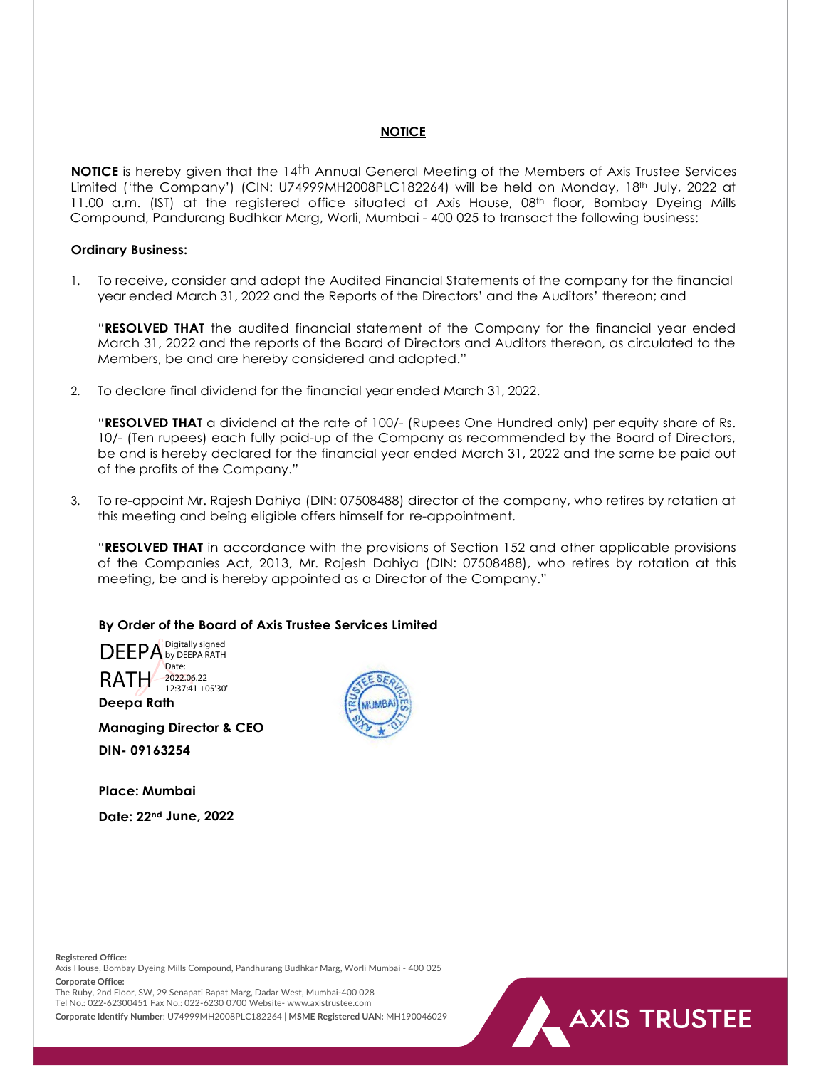# NOTICE

**NOTICE** is hereby given that the 14th Annual General Meeting of the Members of Axis Trustee Services Limited ('the Company') (CIN: U74999MH2008PLC182264) will be held on Monday, 18th July, 2022 at 11.00 a.m. (IST) at the registered office situated at Axis House, 08th floor, Bombay Dyeing Mills Compound, Pandurang Budhkar Marg, Worli, Mumbai - 400 025 to transact the following business:

**Ordinary Business:**

1. To receive, consider and adopt the Audited Financial Statements of the company for the financial year ended March 31, 2022 and the Reports of the Directors' and the Auditors' thereon; and

   "**RESOLVED THAT** the audited financial statement of the Company for the financial year ended March 31, 2022 and the reports of the Board of Directors and Auditors thereon, as circulated to the Members, be and are hereby considered and adopted."

2. To declare final dividend for the financial year ended March 31, 2022.

   "**RESOLVED THAT** a dividend at the rate of 100/- (Rupees One Hundred only) per equity share of Rs. 10/- (Ten rupees) each fully paid-up of the Company as recommended by the Board of Directors, be and is hereby declared for the financial year ended March 31, 2022 and the same be paid out of the profits of the Company."

3. To re-appoint Mr. Rajesh Dahiya (DIN: 07508488) director of the company, who retires by rotation at this meeting and being eligible offers himself for re-appointment.

   "**RESOLVED THAT** in accordance with the provisions of Section 152 and other applicable provisions of the Companies Act, 2013, Mr. Rajesh Dahiya (DIN: 07508488), who retires by rotation at this meeting, be and is hereby appointed as a Director of the Company."

**By Order of the Board of Axis Trustee Services Limited**

DEEPA RATH — Digitally signed by DEEPA RATH Date: 2022.06.22 12:37:41 +05'30'

**Deepa Rath**

**Managing Director & CEO**

**DIN- 09163254**

**Place: Mumbai**

**Date: 22nd June, 2022**

**Registered Office:**
Axis House, Bombay Dyeing Mills Compound, Pandhurang Budhkar Marg, Worli Mumbai - 400 025

**Corporate Office:**
The Ruby, 2nd Floor, SW, 29 Senapati Bapat Marg, Dadar West, Mumbai-400 028
Tel No.: 022-62300451 Fax No.: 022-6230 0700 Website- www.axistrustee.com

**Corporate Identify Number**: U74999MH2008PLC182264 | **MSME Registered UAN:** MH190046029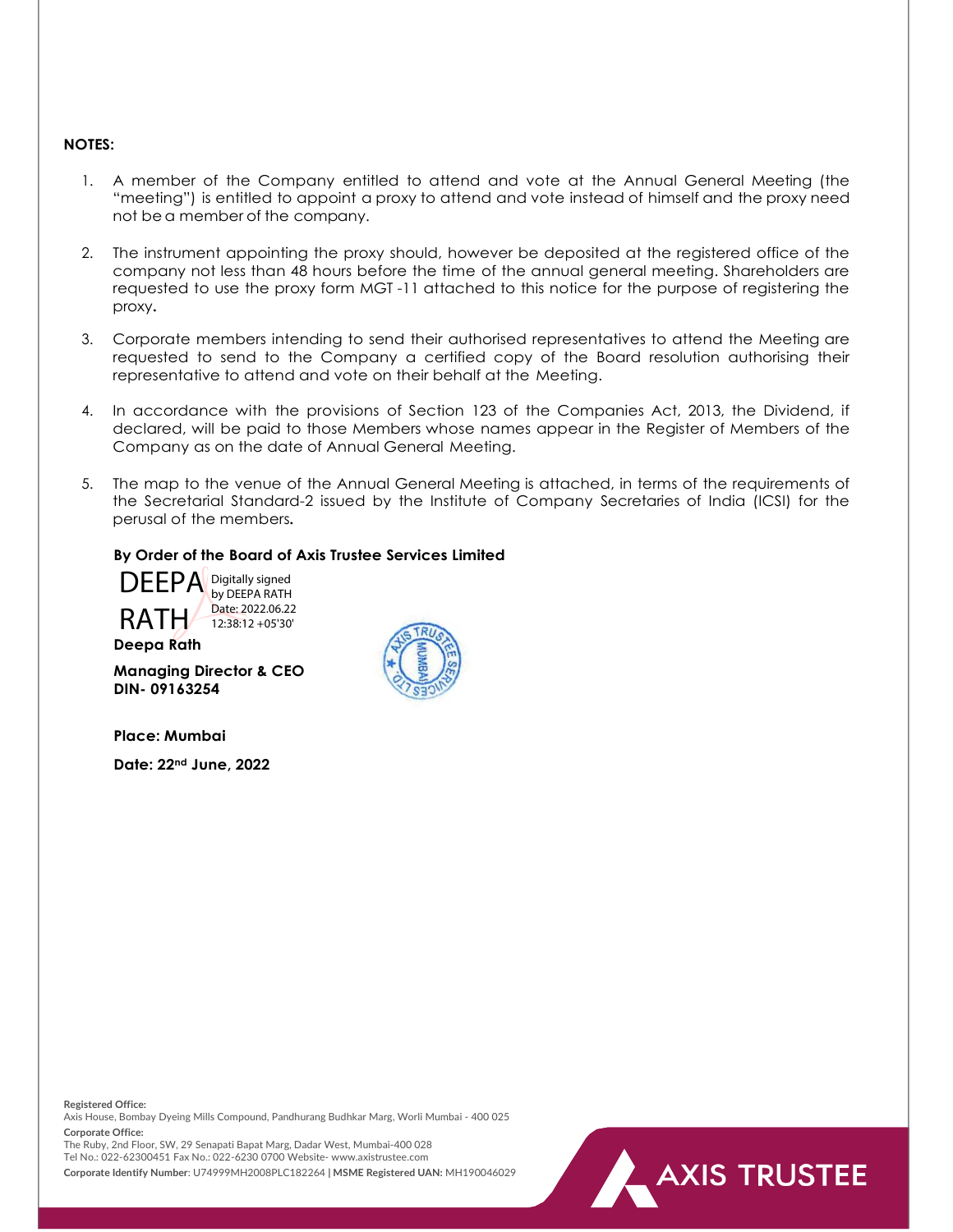**NOTES:**

1. A member of the Company entitled to attend and vote at the Annual General Meeting (the "meeting") is entitled to appoint a proxy to attend and vote instead of himself and the proxy need not be a member of the company.

2. The instrument appointing the proxy should, however be deposited at the registered office of the company not less than 48 hours before the time of the annual general meeting. Shareholders are requested to use the proxy form MGT -11 attached to this notice for the purpose of registering the proxy.

3. Corporate members intending to send their authorised representatives to attend the Meeting are requested to send to the Company a certified copy of the Board resolution authorising their representative to attend and vote on their behalf at the Meeting.

4. In accordance with the provisions of Section 123 of the Companies Act, 2013, the Dividend, if declared, will be paid to those Members whose names appear in the Register of Members of the Company as on the date of Annual General Meeting.

5. The map to the venue of the Annual General Meeting is attached, in terms of the requirements of the Secretarial Standard-2 issued by the Institute of Company Secretaries of India (ICSI) for the perusal of the members.

**By Order of the Board of Axis Trustee Services Limited**

DEEPA RATH Digitally signed by DEEPA RATH Date: 2022.06.22 12:38:12 +05'30'

**Deepa Rath**

**Managing Director & CEO**
**DIN- 09163254**

**Place: Mumbai**

**Date: 22nd June, 2022**

**Registered Office:**
Axis House, Bombay Dyeing Mills Compound, Pandhurang Budhkar Marg, Worli Mumbai - 400 025
**Corporate Office:**
The Ruby, 2nd Floor, SW, 29 Senapati Bapat Marg, Dadar West, Mumbai-400 028
Tel No.: 022-62300451 Fax No.: 022-6230 0700 Website- www.axistrustee.com
**Corporate Identify Number**: U74999MH2008PLC182264 | **MSME Registered UAN:** MH190046029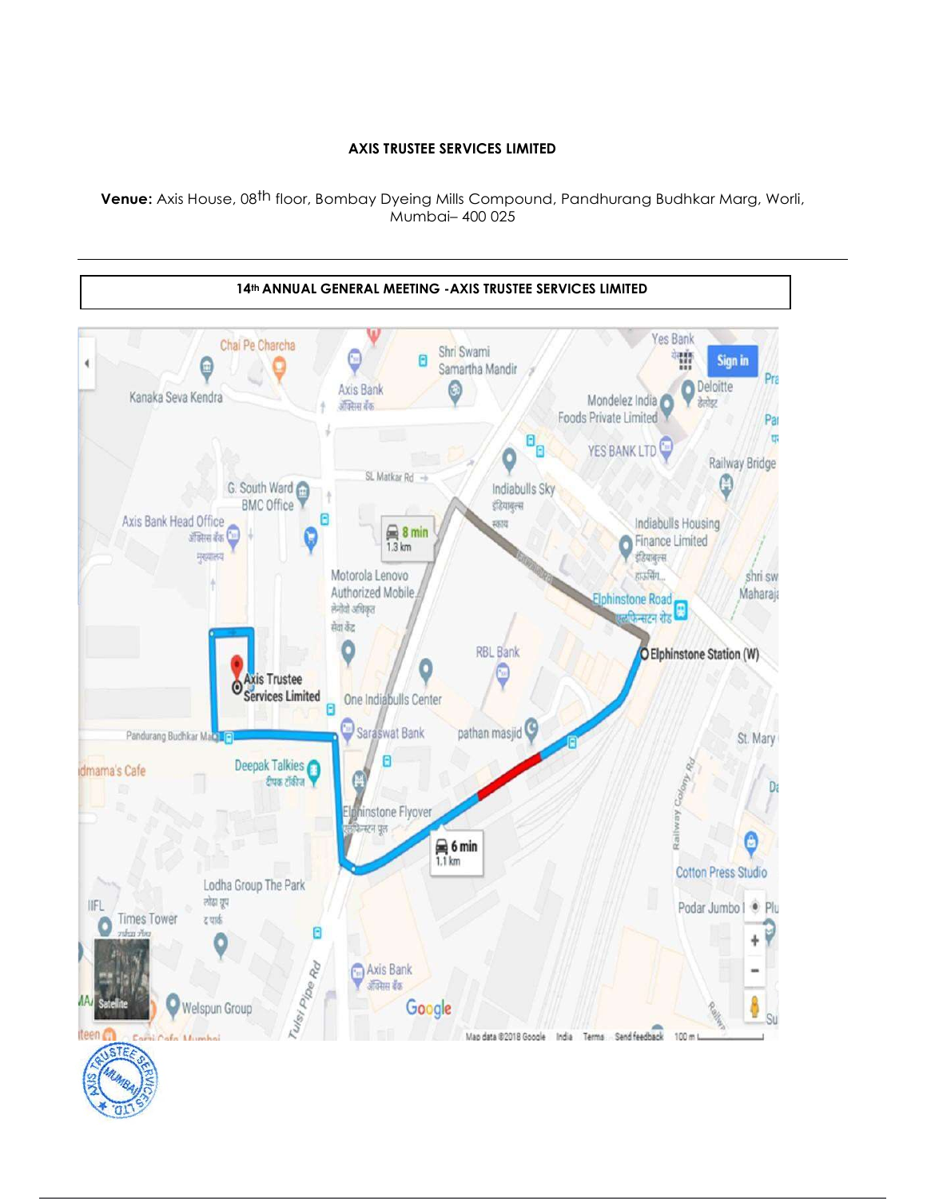**AXIS TRUSTEE SERVICES LIMITED**

**Venue:** Axis House, 08th floor, Bombay Dyeing Mills Compound, Pandhurang Budhkar Marg, Worli, Mumbai– 400 025

---

**14th ANNUAL GENERAL MEETING -AXIS TRUSTEE SERVICES LIMITED**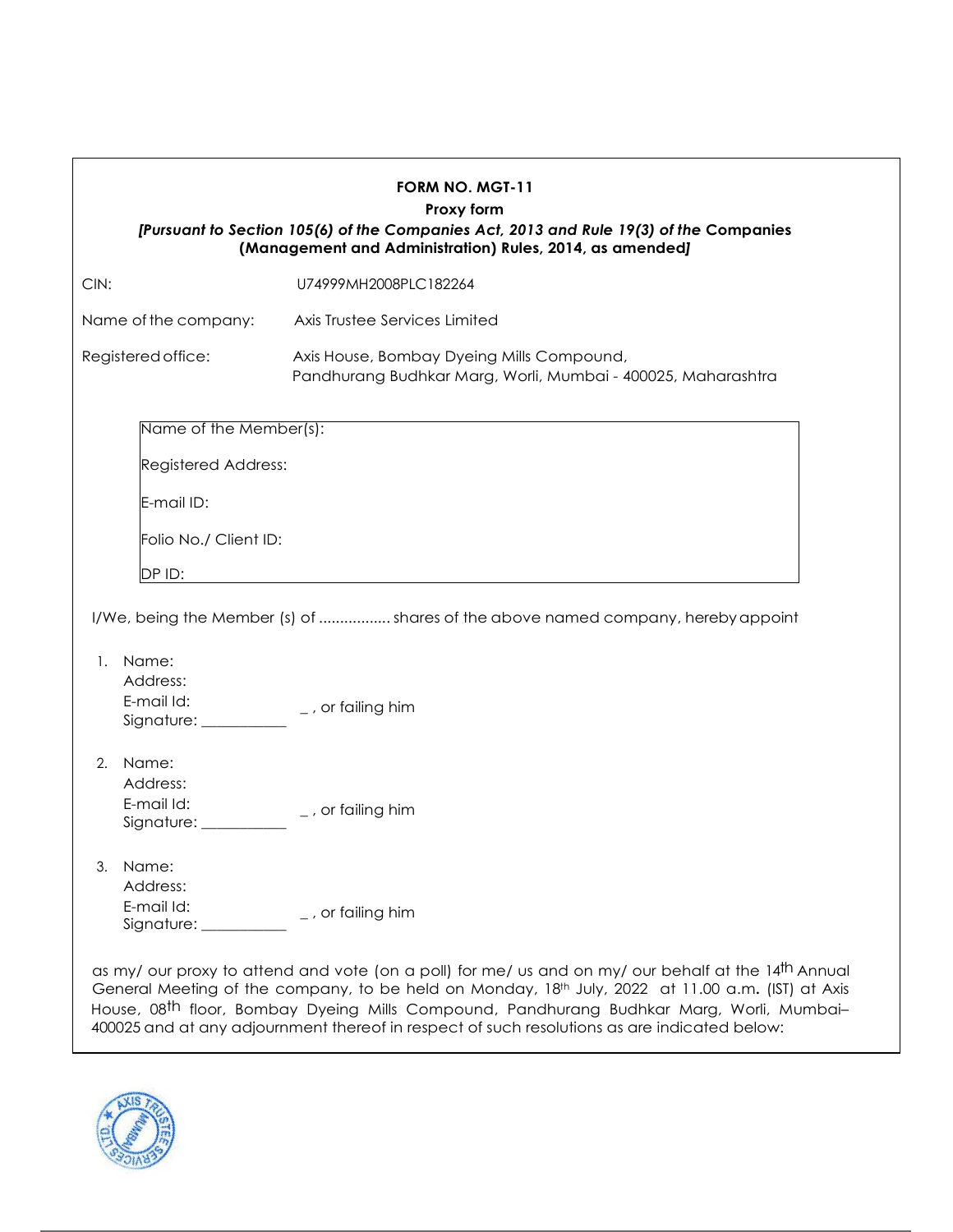**FORM NO. MGT-11**

**Proxy form**

***[Pursuant to Section 105(6) of the Companies Act, 2013 and Rule 19(3) of the* Companies (Management and Administration) Rules, 2014, as amended]**

CIN: U74999MH2008PLC182264

Name of the company: Axis Trustee Services Limited

Registered office: Axis House, Bombay Dyeing Mills Compound, Pandhurang Budhkar Marg, Worli, Mumbai - 400025, Maharashtra

| Name of the Member(s): |
|---|
| Registered Address: |
| E-mail ID: |
| Folio No./ Client ID: |
| DP ID: |

I/We, being the Member (s) of ................ shares of the above named company, hereby appoint

1. Name:
   Address:
   E-mail Id:
   Signature: ___________ _ , or failing him

2. Name:
   Address:
   E-mail Id:
   Signature: ___________ _ , or failing him

3. Name:
   Address:
   E-mail Id:
   Signature: ___________ _ , or failing him

as my/ our proxy to attend and vote (on a poll) for me/ us and on my/ our behalf at the 14th Annual General Meeting of the company, to be held on Monday, 18th July, 2022 at 11.00 a.m. (IST) at Axis House, 08th floor, Bombay Dyeing Mills Compound, Pandhurang Budhkar Marg, Worli, Mumbai– 400025 and at any adjournment thereof in respect of such resolutions as are indicated below: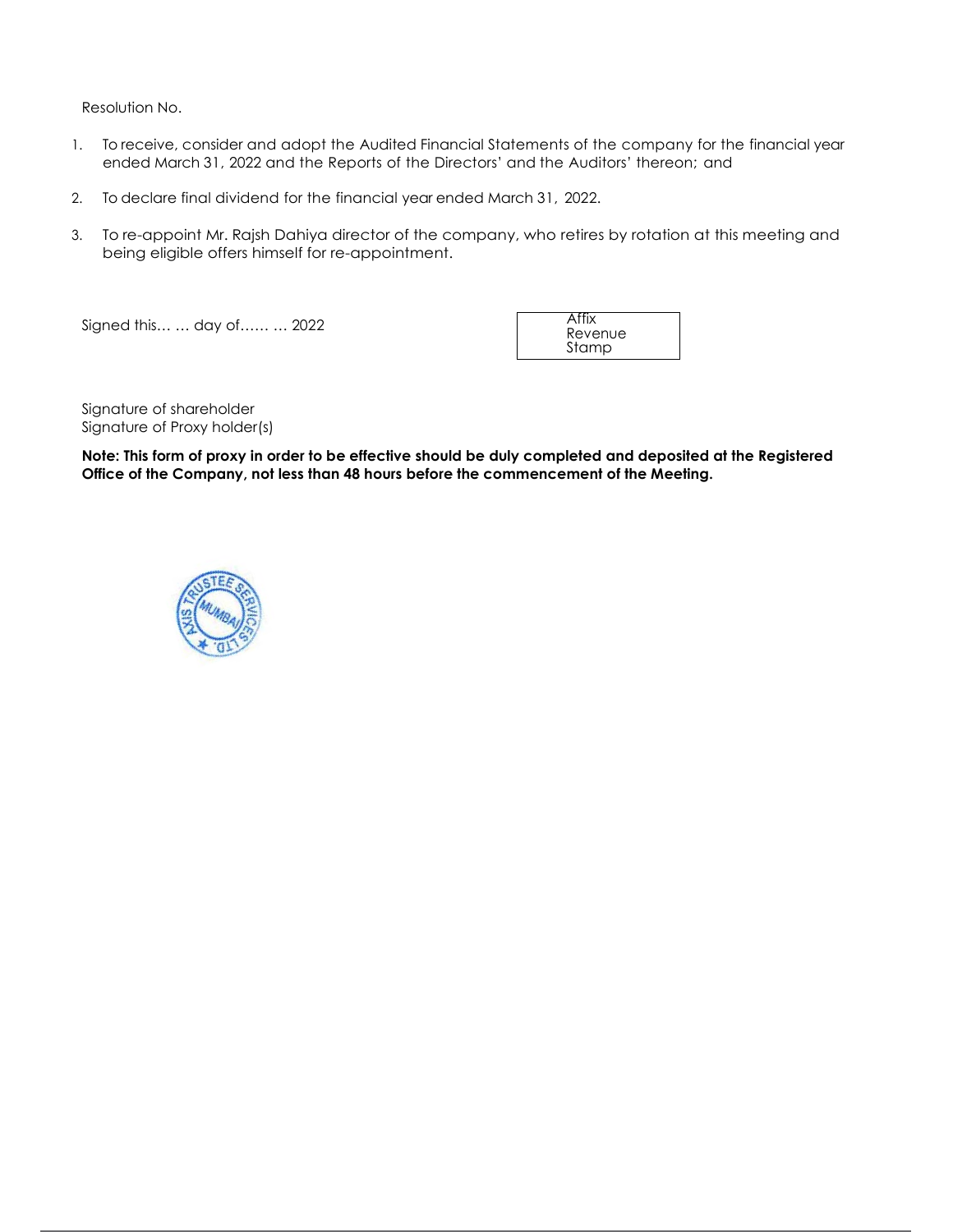Resolution No.

1. To receive, consider and adopt the Audited Financial Statements of the company for the financial year ended March 31, 2022 and the Reports of the Directors' and the Auditors' thereon; and

2. To declare final dividend for the financial year ended March 31, 2022.

3. To re-appoint Mr. Rajsh Dahiya director of the company, who retires by rotation at this meeting and being eligible offers himself for re-appointment.

Signed this… … day of…… … 2022

| Affix Revenue Stamp |
|---|

Signature of shareholder
Signature of Proxy holder(s)

**Note: This form of proxy in order to be effective should be duly completed and deposited at the Registered Office of the Company, not less than 48 hours before the commencement of the Meeting.**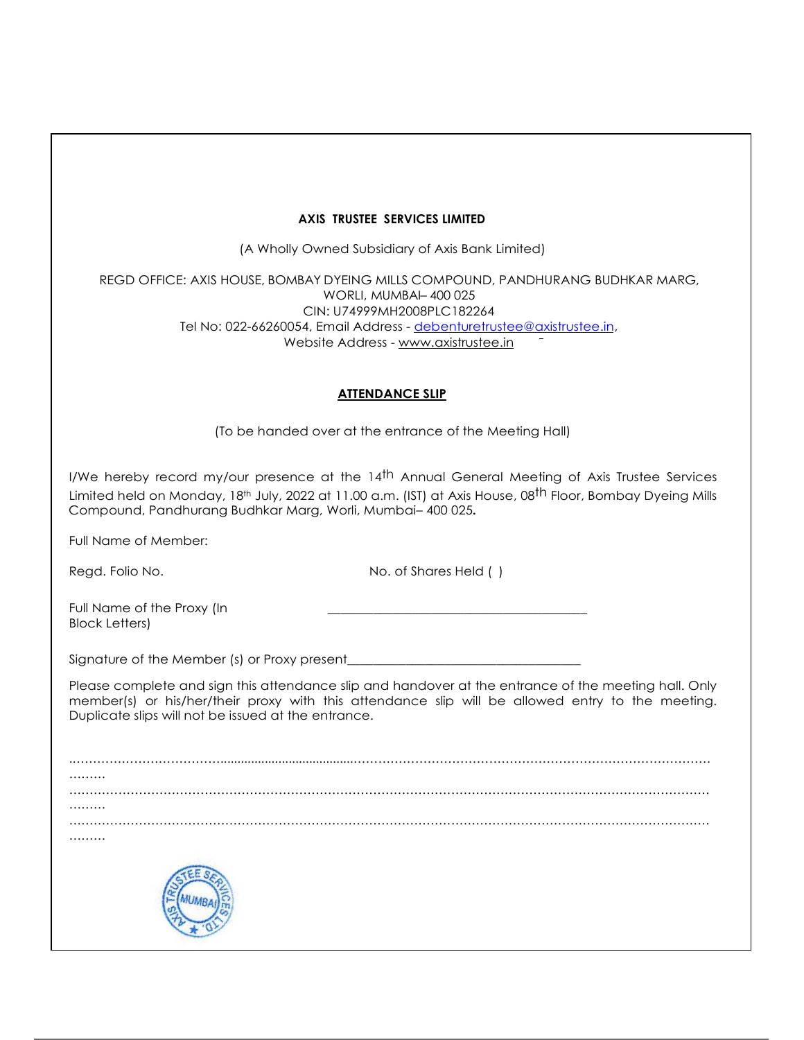**AXIS TRUSTEE SERVICES LIMITED**

(A Wholly Owned Subsidiary of Axis Bank Limited)

REGD OFFICE: AXIS HOUSE, BOMBAY DYEING MILLS COMPOUND, PANDHURANG BUDHKAR MARG, WORLI, MUMBAI– 400 025
CIN: U74999MH2008PLC182264
Tel No: 022-66260054, Email Address - debenturetrustee@axistrustee.in,
Website Address - www.axistrustee.in

**ATTENDANCE SLIP**

(To be handed over at the entrance of the Meeting Hall)

I/We hereby record my/our presence at the 14th Annual General Meeting of Axis Trustee Services Limited held on Monday, 18th July, 2022 at 11.00 a.m. (IST) at Axis House, 08th Floor, Bombay Dyeing Mills Compound, Pandhurang Budhkar Marg, Worli, Mumbai– 400 025.

Full Name of Member:

Regd. Folio No. No. of Shares Held ( )

Full Name of the Proxy (In Block Letters) ________________________________________

Signature of the Member (s) or Proxy present____________________________________

Please complete and sign this attendance slip and handover at the entrance of the meeting hall. Only member(s) or his/her/their proxy with this attendance slip will be allowed entry to the meeting. Duplicate slips will not be issued at the entrance.

……………………………………………………………………………………………………………………………………………
………
……………………………………………………………………………………………………………………………………………
………
……………………………………………………………………………………………………………………………………………
………

AXIS TRUSTEE SERVICES LTD. MUMBAI